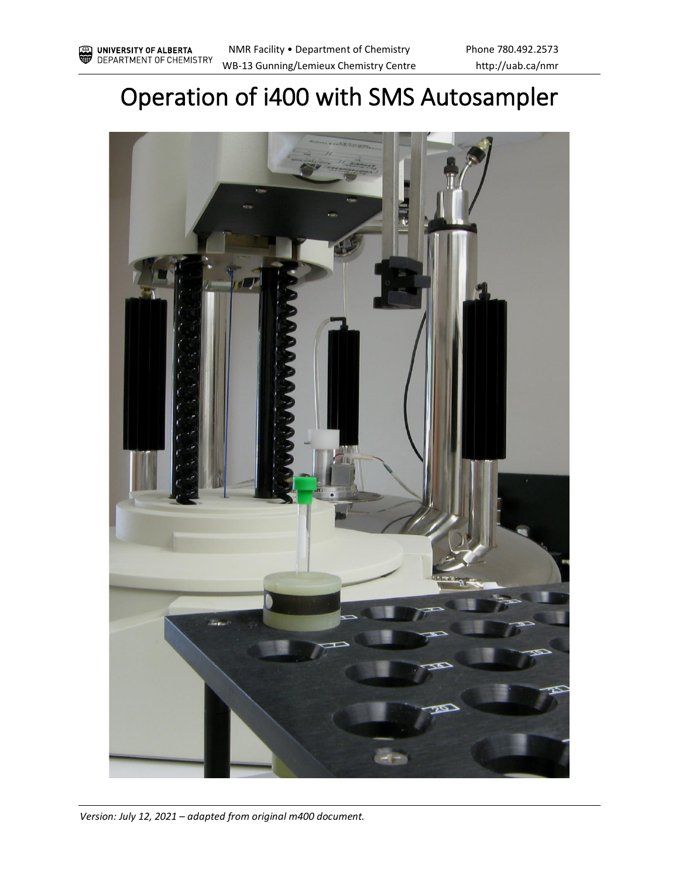# Operation of i400 with SMS Autosampler

*Version: July 12, 2021 – adapted from original m400 document.*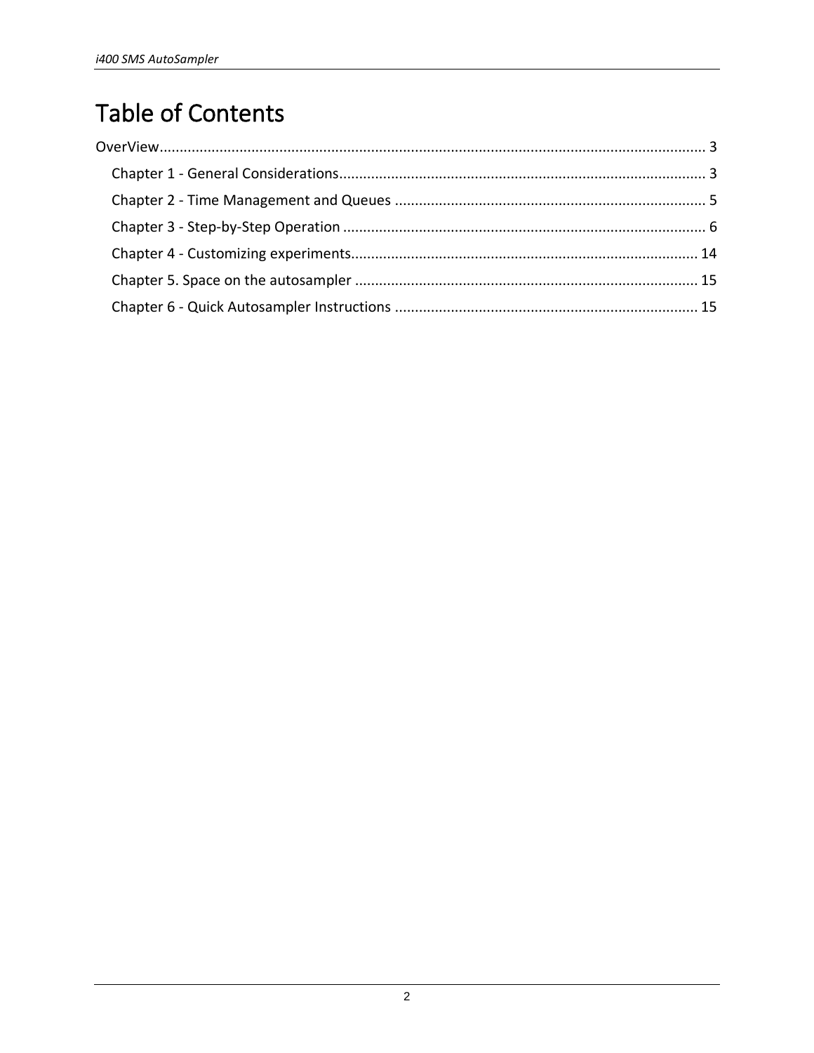# Table of Contents

OverView........................................................................................................................................ 3

- Chapter 1 - General Considerations........................................................................................... 3
- Chapter 2 - Time Management and Queues ............................................................................. 5
- Chapter 3 - Step-by-Step Operation .......................................................................................... 6
- Chapter 4 - Customizing experiments...................................................................................... 14
- Chapter 5. Space on the autosampler ..................................................................................... 15
- Chapter 6 - Quick Autosampler Instructions ........................................................................... 15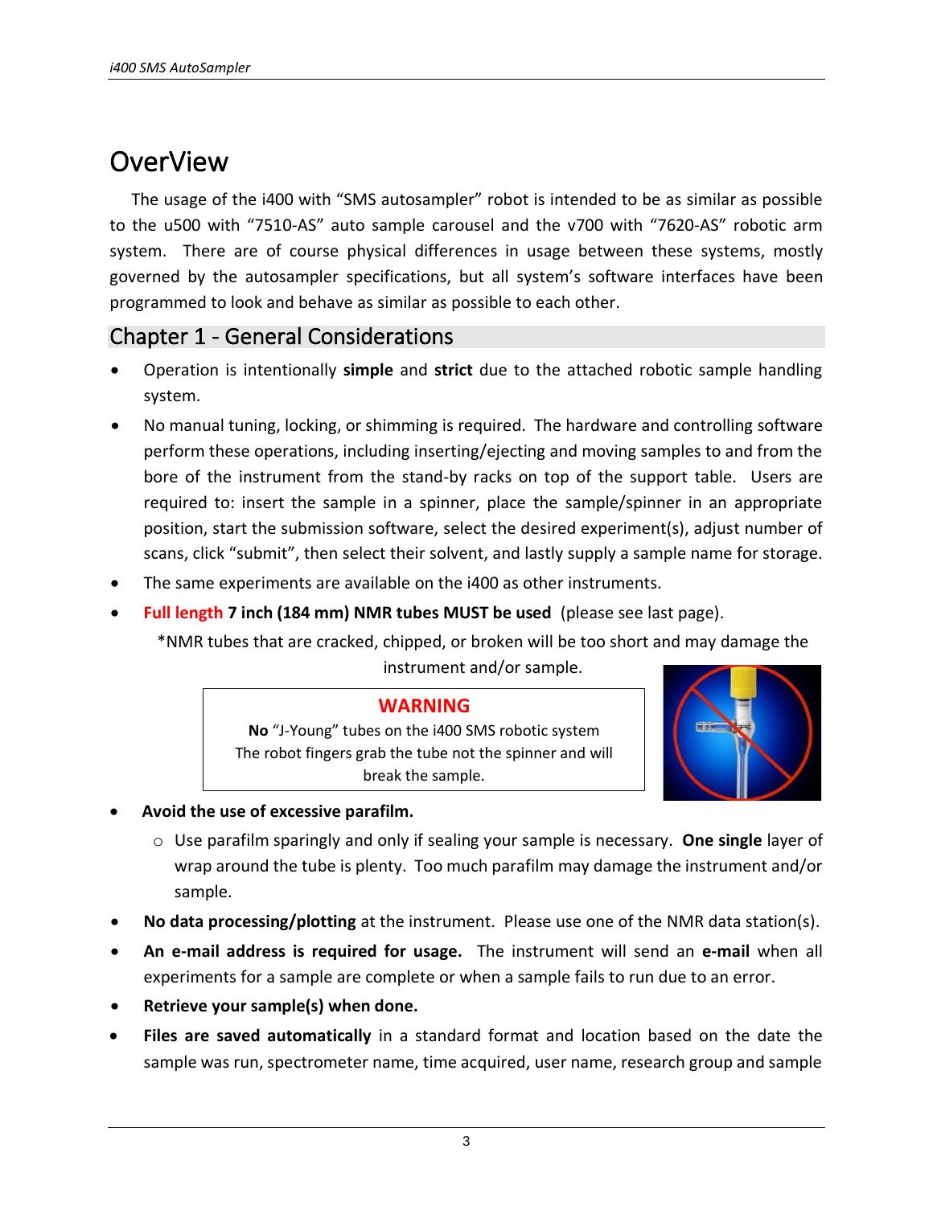# OverView

The usage of the i400 with "SMS autosampler" robot is intended to be as similar as possible to the u500 with "7510-AS" auto sample carousel and the v700 with "7620-AS" robotic arm system. There are of course physical differences in usage between these systems, mostly governed by the autosampler specifications, but all system's software interfaces have been programmed to look and behave as similar as possible to each other.

## Chapter 1 - General Considerations

- Operation is intentionally **simple** and **strict** due to the attached robotic sample handling system.
- No manual tuning, locking, or shimming is required. The hardware and controlling software perform these operations, including inserting/ejecting and moving samples to and from the bore of the instrument from the stand-by racks on top of the support table. Users are required to: insert the sample in a spinner, place the sample/spinner in an appropriate position, start the submission software, select the desired experiment(s), adjust number of scans, click "submit", then select their solvent, and lastly supply a sample name for storage.
- The same experiments are available on the i400 as other instruments.
- **Full length 7 inch (184 mm) NMR tubes MUST be used** (please see last page).

  *NMR tubes that are cracked, chipped, or broken will be too short and may damage the instrument and/or sample.

> **WARNING**
>
> **No** "J-Young" tubes on the i400 SMS robotic system
> The robot fingers grab the tube not the spinner and will break the sample.

- **Avoid the use of excessive parafilm.**
  - Use parafilm sparingly and only if sealing your sample is necessary. **One single** layer of wrap around the tube is plenty. Too much parafilm may damage the instrument and/or sample.
- **No data processing/plotting** at the instrument. Please use one of the NMR data station(s).
- **An e-mail address is required for usage.** The instrument will send an **e-mail** when all experiments for a sample are complete or when a sample fails to run due to an error.
- **Retrieve your sample(s) when done.**
- **Files are saved automatically** in a standard format and location based on the date the sample was run, spectrometer name, time acquired, user name, research group and sample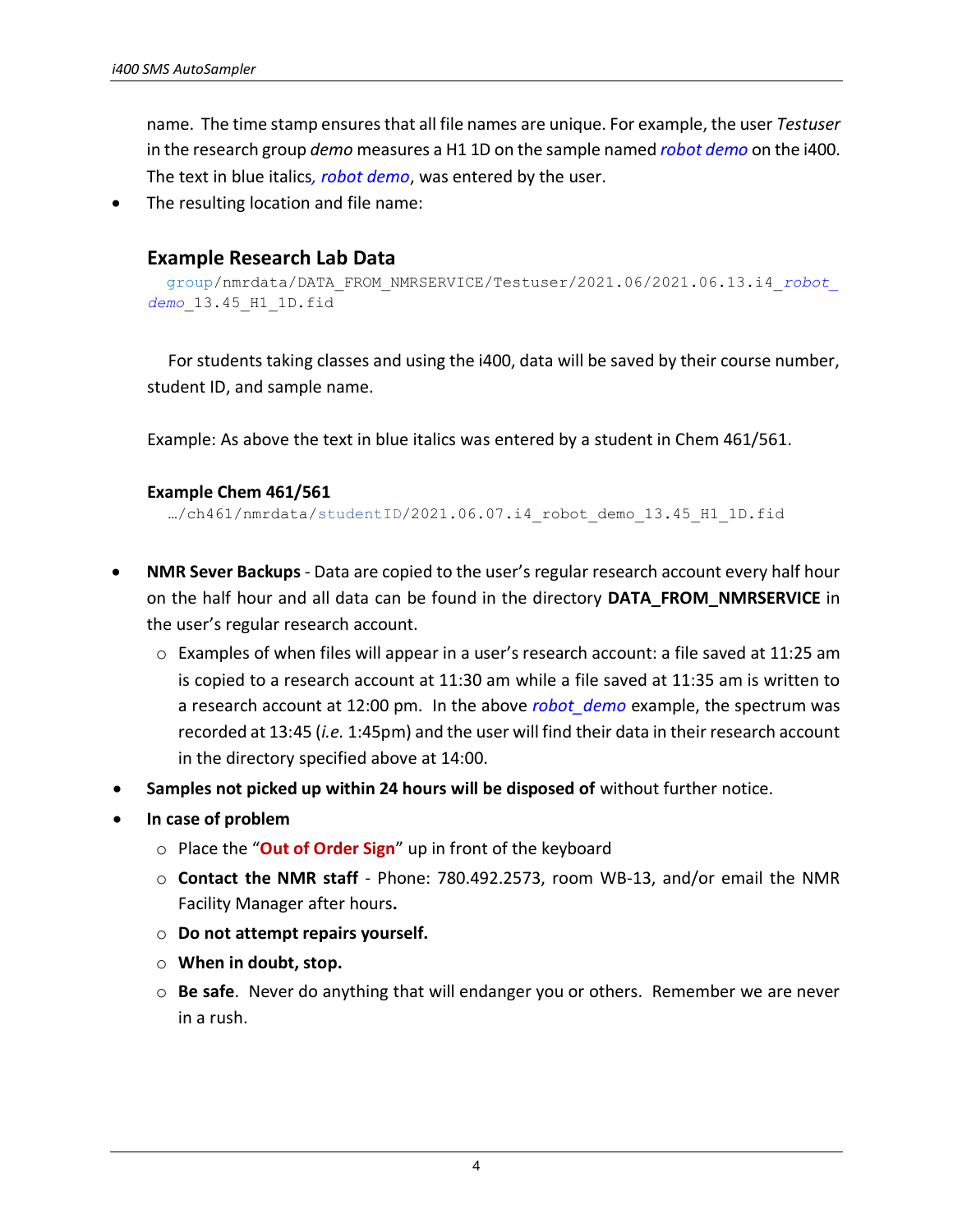name. The time stamp ensures that all file names are unique. For example, the user *Testuser* in the research group *demo* measures a H1 1D on the sample named *robot demo* on the i400. The text in blue italics*, robot demo*, was entered by the user.

- The resulting location and file name:

### Example Research Lab Data

```
group/nmrdata/DATA_FROM_NMRSERVICE/Testuser/2021.06/2021.06.13.i4_robot_demo_13.45_H1_1D.fid
```

For students taking classes and using the i400, data will be saved by their course number, student ID, and sample name.

Example: As above the text in blue italics was entered by a student in Chem 461/561.

**Example Chem 461/561**

```
…/ch461/nmrdata/studentID/2021.06.07.i4_robot_demo_13.45_H1_1D.fid
```

- **NMR Sever Backups** - Data are copied to the user's regular research account every half hour on the half hour and all data can be found in the directory **DATA_FROM_NMRSERVICE** in the user's regular research account.
  - Examples of when files will appear in a user's research account: a file saved at 11:25 am is copied to a research account at 11:30 am while a file saved at 11:35 am is written to a research account at 12:00 pm. In the above *robot_demo* example, the spectrum was recorded at 13:45 (*i.e.* 1:45pm) and the user will find their data in their research account in the directory specified above at 14:00.
- **Samples not picked up within 24 hours will be disposed of** without further notice.
- **In case of problem**
  - Place the "**Out of Order Sign**" up in front of the keyboard
  - **Contact the NMR staff** - Phone: 780.492.2573, room WB-13, and/or email the NMR Facility Manager after hours**.**
  - **Do not attempt repairs yourself.**
  - **When in doubt, stop.**
  - **Be safe**. Never do anything that will endanger you or others. Remember we are never in a rush.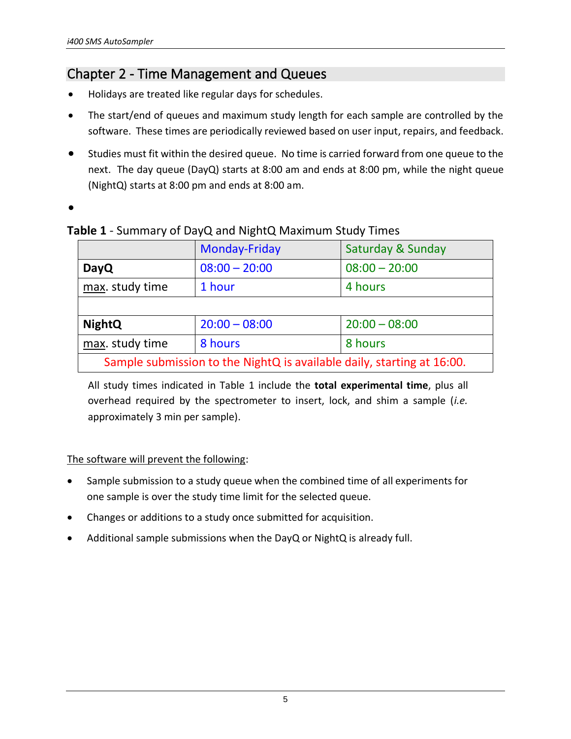## Chapter 2 - Time Management and Queues

- Holidays are treated like regular days for schedules.
- The start/end of queues and maximum study length for each sample are controlled by the software. These times are periodically reviewed based on user input, repairs, and feedback.
- Studies must fit within the desired queue. No time is carried forward from one queue to the next. The day queue (DayQ) starts at 8:00 am and ends at 8:00 pm, while the night queue (NightQ) starts at 8:00 pm and ends at 8:00 am.
- 

**Table 1** - Summary of DayQ and NightQ Maximum Study Times

| | Monday-Friday | Saturday & Sunday |
|---|---|---|
| **DayQ** | 08:00 – 20:00 | 08:00 – 20:00 |
| max. study time | 1 hour | 4 hours |
| | | |
| **NightQ** | 20:00 – 08:00 | 20:00 – 08:00 |
| max. study time | 8 hours | 8 hours |
| Sample submission to the NightQ is available daily, starting at 16:00. | | |

All study times indicated in Table 1 include the **total experimental time**, plus all overhead required by the spectrometer to insert, lock, and shim a sample (*i.e.* approximately 3 min per sample).

The software will prevent the following:

- Sample submission to a study queue when the combined time of all experiments for one sample is over the study time limit for the selected queue.
- Changes or additions to a study once submitted for acquisition.
- Additional sample submissions when the DayQ or NightQ is already full.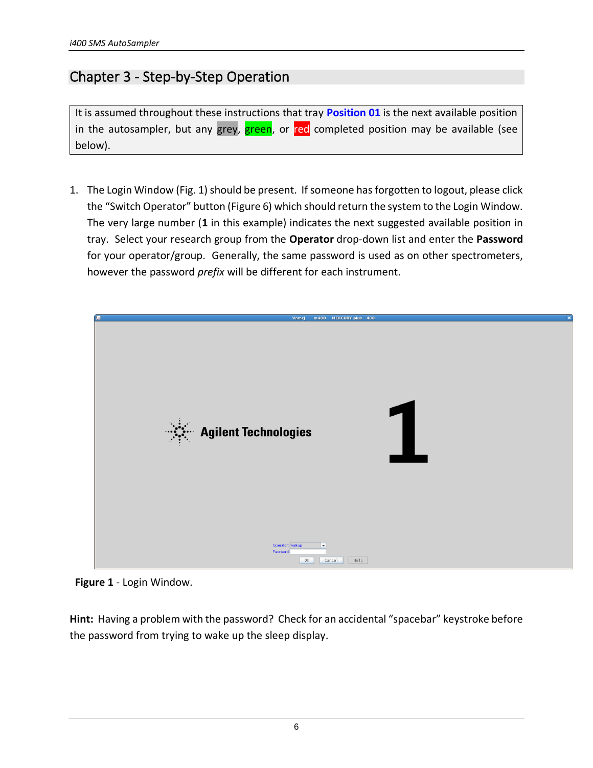## Chapter 3 - Step-by-Step Operation

It is assumed throughout these instructions that tray **Position 01** is the next available position in the autosampler, but any grey, green, or red completed position may be available (see below).

1. The Login Window (Fig. 1) should be present. If someone has forgotten to logout, please click the "Switch Operator" button (Figure 6) which should return the system to the Login Window. The very large number (**1** in this example) indicates the next suggested available position in tray. Select your research group from the **Operator** drop-down list and enter the **Password** for your operator/group. Generally, the same password is used as on other spectrometers, however the password *prefix* will be different for each instrument.

**Figure 1** - Login Window.

**Hint:** Having a problem with the password? Check for an accidental "spacebar" keystroke before the password from trying to wake up the sleep display.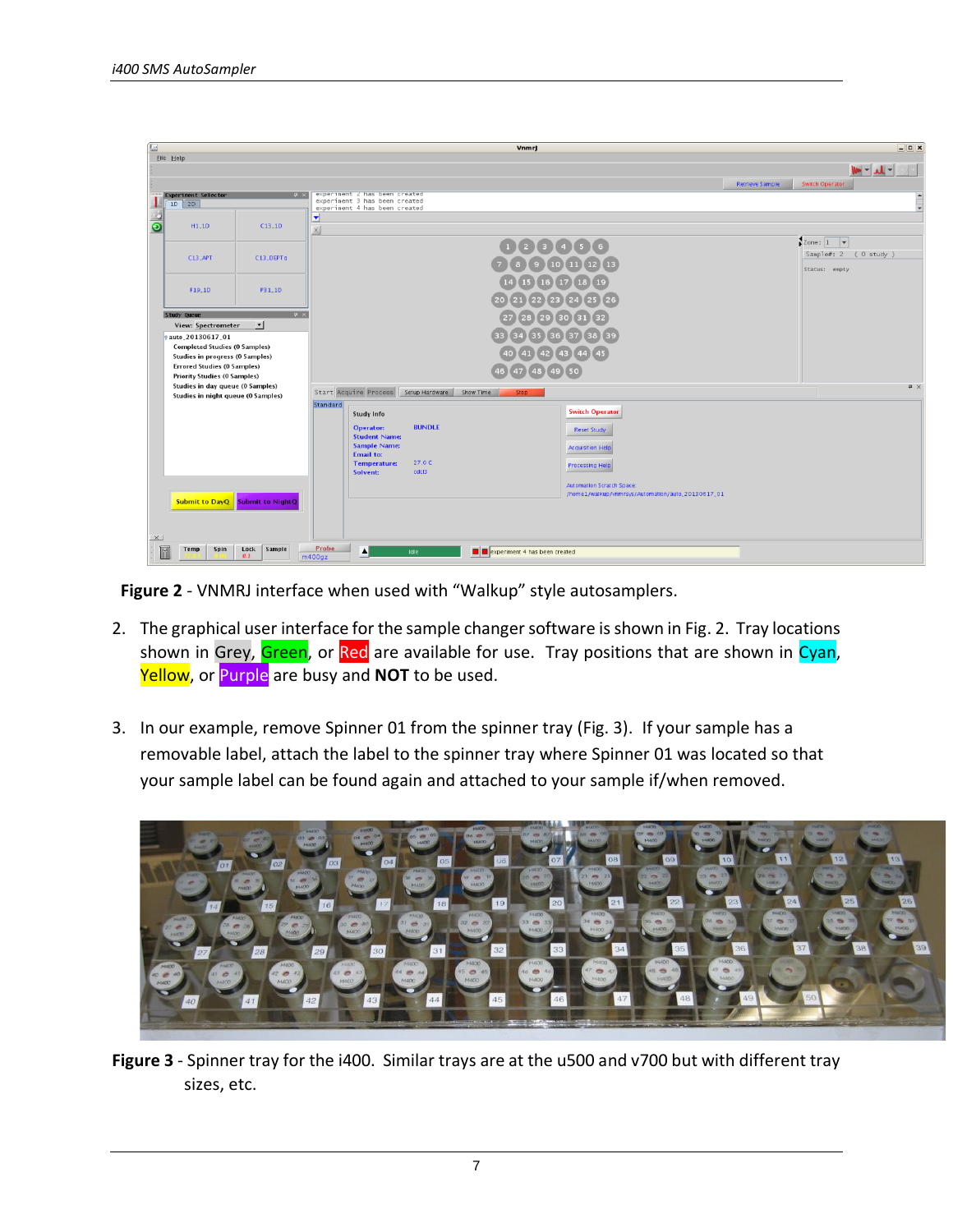**Figure 2** - VNMRJ interface when used with "Walkup" style autosamplers.

2. The graphical user interface for the sample changer software is shown in Fig. 2. Tray locations shown in Grey, Green, or Red are available for use. Tray positions that are shown in Cyan, Yellow, or Purple are busy and **NOT** to be used.

3. In our example, remove Spinner 01 from the spinner tray (Fig. 3). If your sample has a removable label, attach the label to the spinner tray where Spinner 01 was located so that your sample label can be found again and attached to your sample if/when removed.

**Figure 3** - Spinner tray for the i400. Similar trays are at the u500 and v700 but with different tray sizes, etc.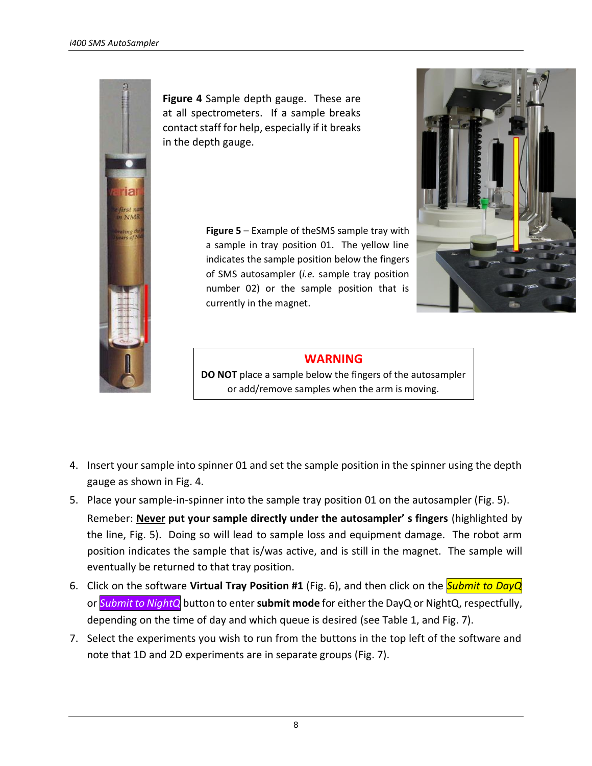**Figure 4** Sample depth gauge. These are at all spectrometers. If a sample breaks contact staff for help, especially if it breaks in the depth gauge.

**Figure 5** – Example of theSMS sample tray with a sample in tray position 01. The yellow line indicates the sample position below the fingers of SMS autosampler (*i.e.* sample tray position number 02) or the sample position that is currently in the magnet.

> **WARNING**
>
> **DO NOT** place a sample below the fingers of the autosampler or add/remove samples when the arm is moving.

4. Insert your sample into spinner 01 and set the sample position in the spinner using the depth gauge as shown in Fig. 4.
5. Place your sample-in-spinner into the sample tray position 01 on the autosampler (Fig. 5).
   Remeber: **<u>Never</u> put your sample directly under the autosampler' s fingers** (highlighted by the line, Fig. 5). Doing so will lead to sample loss and equipment damage. The robot arm position indicates the sample that is/was active, and is still in the magnet. The sample will eventually be returned to that tray position.
6. Click on the software **Virtual Tray Position #1** (Fig. 6), and then click on the *Submit to DayQ* or *Submit to NightQ* button to enter **submit mode** for either the DayQ or NightQ, respectfully, depending on the time of day and which queue is desired (see Table 1, and Fig. 7).
7. Select the experiments you wish to run from the buttons in the top left of the software and note that 1D and 2D experiments are in separate groups (Fig. 7).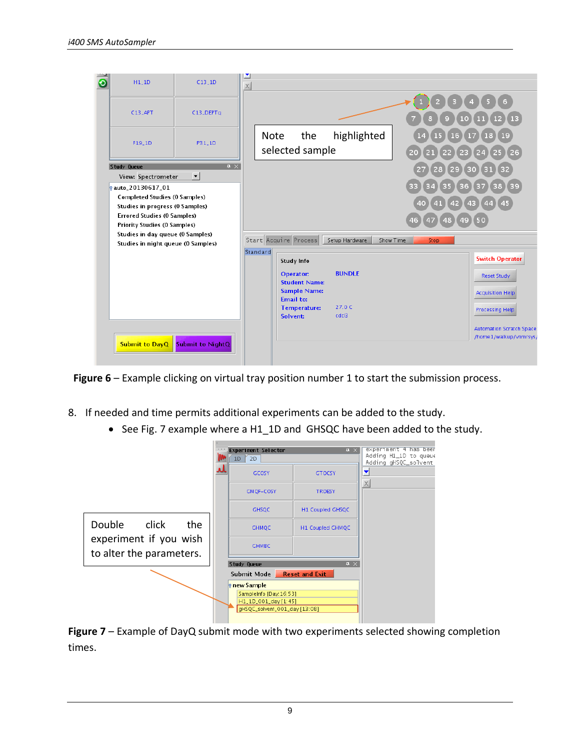**Figure 6** – Example clicking on virtual tray position number 1 to start the submission process.

8. If needed and time permits additional experiments can be added to the study.
   - See Fig. 7 example where a H1_1D and GHSQC have been added to the study.

**Figure 7** – Example of DayQ submit mode with two experiments selected showing completion times.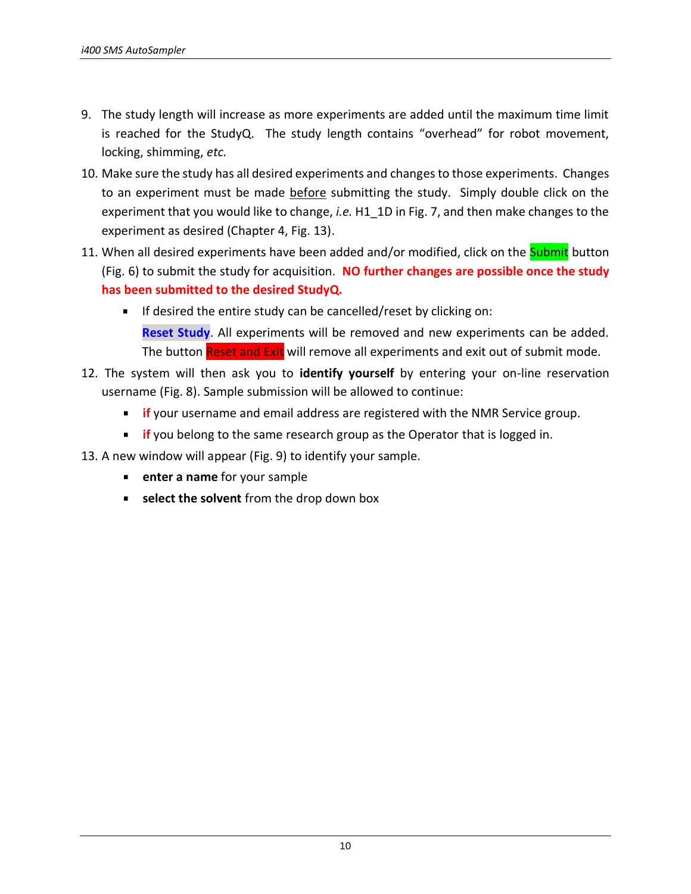9. The study length will increase as more experiments are added until the maximum time limit is reached for the StudyQ. The study length contains "overhead" for robot movement, locking, shimming, *etc.*
10. Make sure the study has all desired experiments and changes to those experiments. Changes to an experiment must be made before submitting the study. Simply double click on the experiment that you would like to change, *i.e.* H1_1D in Fig. 7, and then make changes to the experiment as desired (Chapter 4, Fig. 13).
11. When all desired experiments have been added and/or modified, click on the Submit button (Fig. 6) to submit the study for acquisition. **NO further changes are possible once the study has been submitted to the desired StudyQ.**
    - If desired the entire study can be cancelled/reset by clicking on:
      **Reset Study**. All experiments will be removed and new experiments can be added. The button Reset and Exit will remove all experiments and exit out of submit mode.
12. The system will then ask you to **identify yourself** by entering your on-line reservation username (Fig. 8). Sample submission will be allowed to continue:
    - **if** your username and email address are registered with the NMR Service group.
    - **if** you belong to the same research group as the Operator that is logged in.
13. A new window will appear (Fig. 9) to identify your sample.
    - **enter a name** for your sample
    - **select the solvent** from the drop down box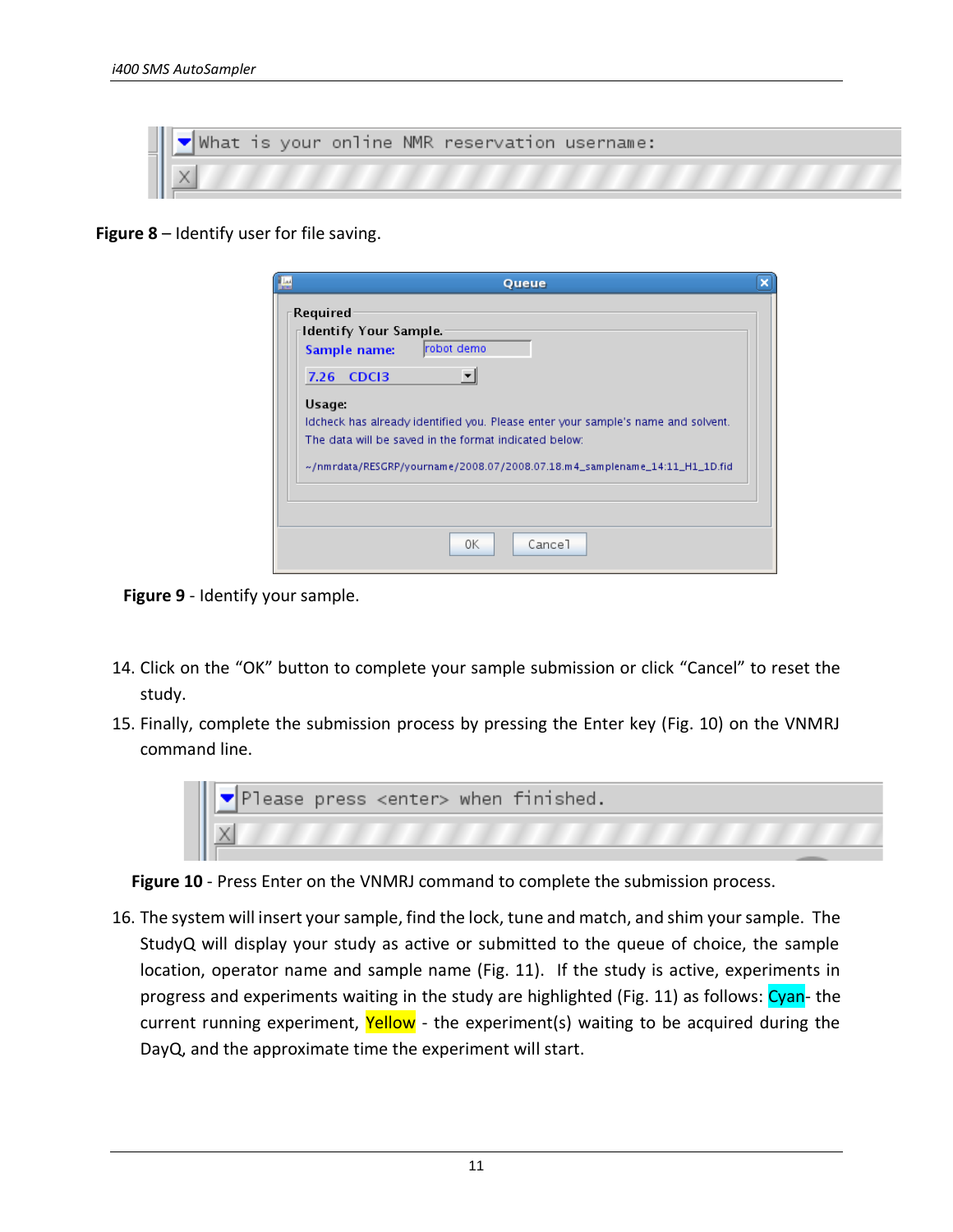**Figure 8** – Identify user for file saving.

**Figure 9** - Identify your sample.

14. Click on the "OK" button to complete your sample submission or click "Cancel" to reset the study.
15. Finally, complete the submission process by pressing the Enter key (Fig. 10) on the VNMRJ command line.

**Figure 10** - Press Enter on the VNMRJ command to complete the submission process.

16. The system will insert your sample, find the lock, tune and match, and shim your sample. The StudyQ will display your study as active or submitted to the queue of choice, the sample location, operator name and sample name (Fig. 11). If the study is active, experiments in progress and experiments waiting in the study are highlighted (Fig. 11) as follows: Cyan- the current running experiment, Yellow - the experiment(s) waiting to be acquired during the DayQ, and the approximate time the experiment will start.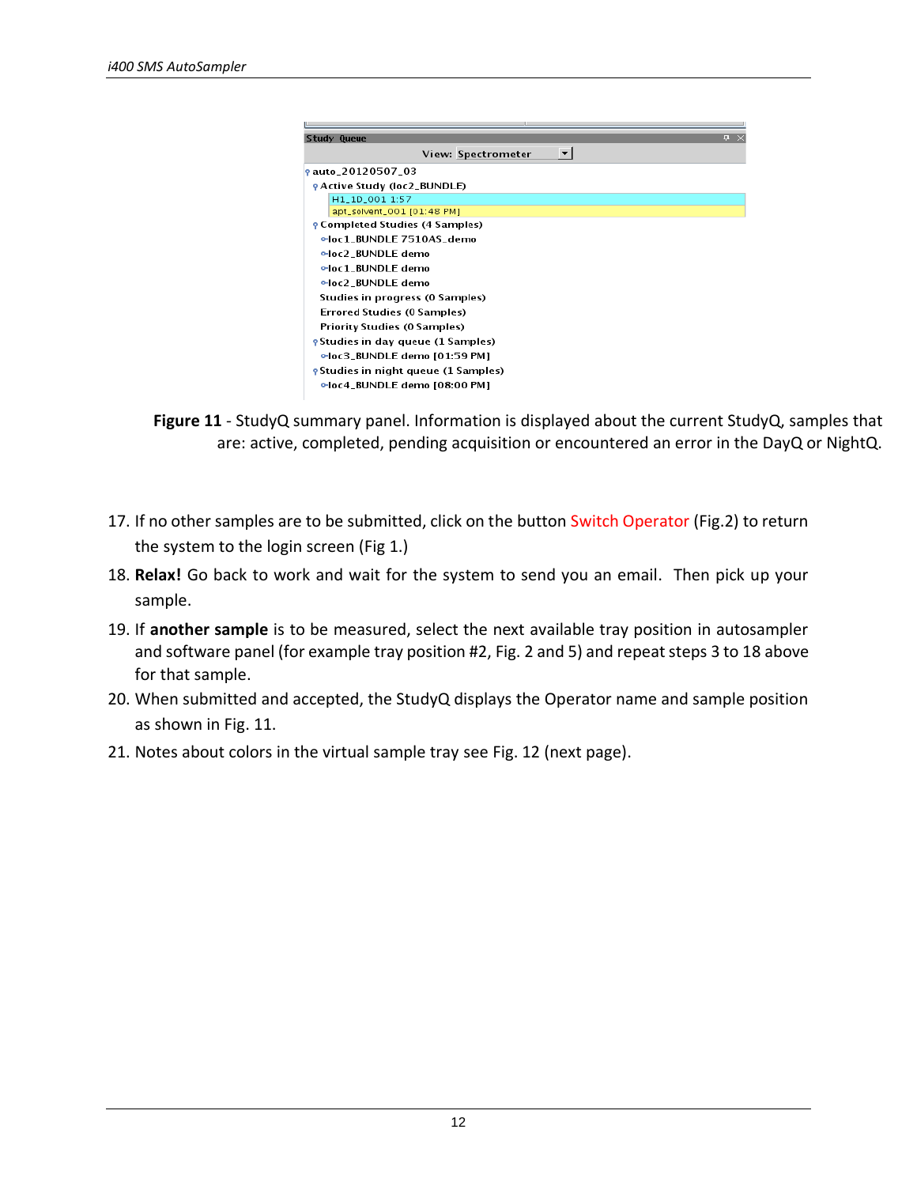**Figure 11** - StudyQ summary panel. Information is displayed about the current StudyQ, samples that are: active, completed, pending acquisition or encountered an error in the DayQ or NightQ.

17. If no other samples are to be submitted, click on the button Switch Operator (Fig.2) to return the system to the login screen (Fig 1.)
18. **Relax!** Go back to work and wait for the system to send you an email. Then pick up your sample.
19. If **another sample** is to be measured, select the next available tray position in autosampler and software panel (for example tray position #2, Fig. 2 and 5) and repeat steps 3 to 18 above for that sample.
20. When submitted and accepted, the StudyQ displays the Operator name and sample position as shown in Fig. 11.
21. Notes about colors in the virtual sample tray see Fig. 12 (next page).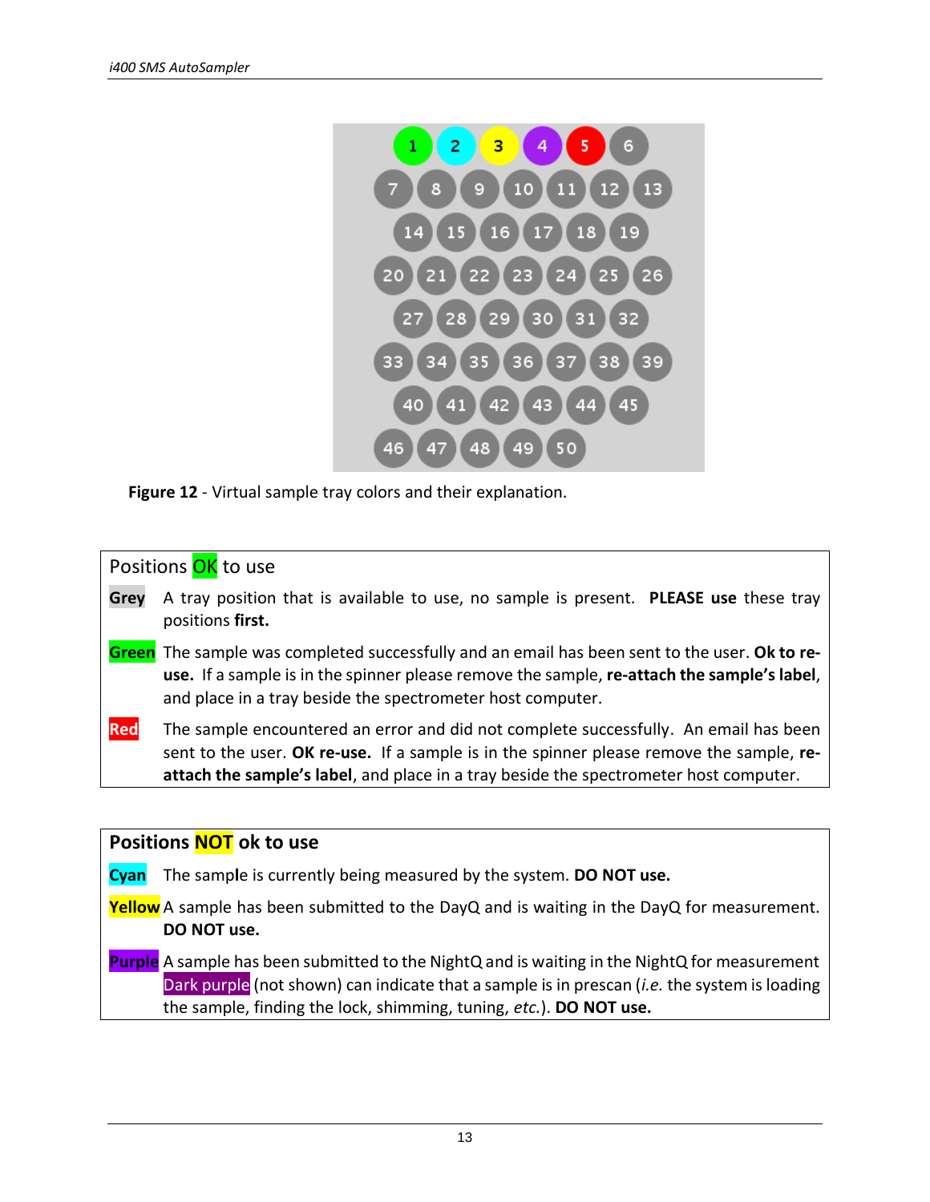Figure 12 - Virtual sample tray colors and their explanation.

| Positions OK to use | |
|---|---|
| Grey | A tray position that is available to use, no sample is present. **PLEASE use** these tray positions **first.** |
| Green | The sample was completed successfully and an email has been sent to the user. **Ok to re-use.** If a sample is in the spinner please remove the sample, **re-attach the sample's label**, and place in a tray beside the spectrometer host computer. |
| Red | The sample encountered an error and did not complete successfully. An email has been sent to the user. **OK re-use.** If a sample is in the spinner please remove the sample, **re-attach the sample's label**, and place in a tray beside the spectrometer host computer. |

| **Positions NOT ok to use** | |
|---|---|
| Cyan | The sample is currently being measured by the system. **DO NOT use.** |
| Yellow | A sample has been submitted to the DayQ and is waiting in the DayQ for measurement. **DO NOT use.** |
| Purple | A sample has been submitted to the NightQ and is waiting in the NightQ for measurement Dark purple (not shown) can indicate that a sample is in prescan (*i.e.* the system is loading the sample, finding the lock, shimming, tuning, *etc.*). **DO NOT use.** |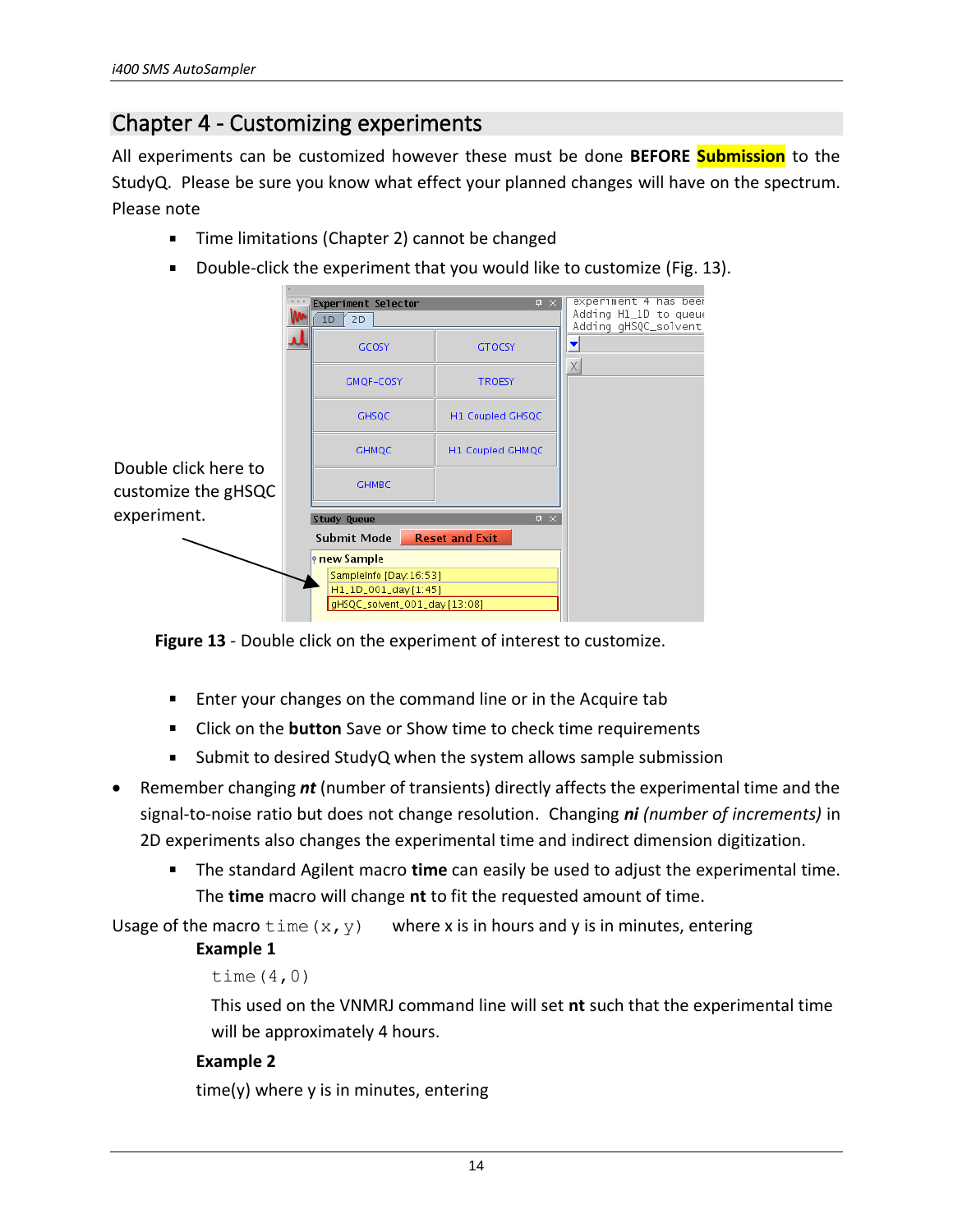## Chapter 4 - Customizing experiments

All experiments can be customized however these must be done **BEFORE** **Submission** to the StudyQ. Please be sure you know what effect your planned changes will have on the spectrum. Please note

- Time limitations (Chapter 2) cannot be changed
- Double-click the experiment that you would like to customize (Fig. 13).

Double click here to customize the gHSQC experiment.

**Figure 13** - Double click on the experiment of interest to customize.

- Enter your changes on the command line or in the Acquire tab
- Click on the **button** Save or Show time to check time requirements
- Submit to desired StudyQ when the system allows sample submission

- Remember changing ***nt*** (number of transients) directly affects the experimental time and the signal-to-noise ratio but does not change resolution. Changing ***ni*** *(number of increments)* in 2D experiments also changes the experimental time and indirect dimension digitization.
  - The standard Agilent macro **time** can easily be used to adjust the experimental time. The **time** macro will change **nt** to fit the requested amount of time.

Usage of the macro `time(x,y)` where x is in hours and y is in minutes, entering

**Example 1**

```
time(4,0)
```

This used on the VNMRJ command line will set **nt** such that the experimental time will be approximately 4 hours.

**Example 2**

time(y) where y is in minutes, entering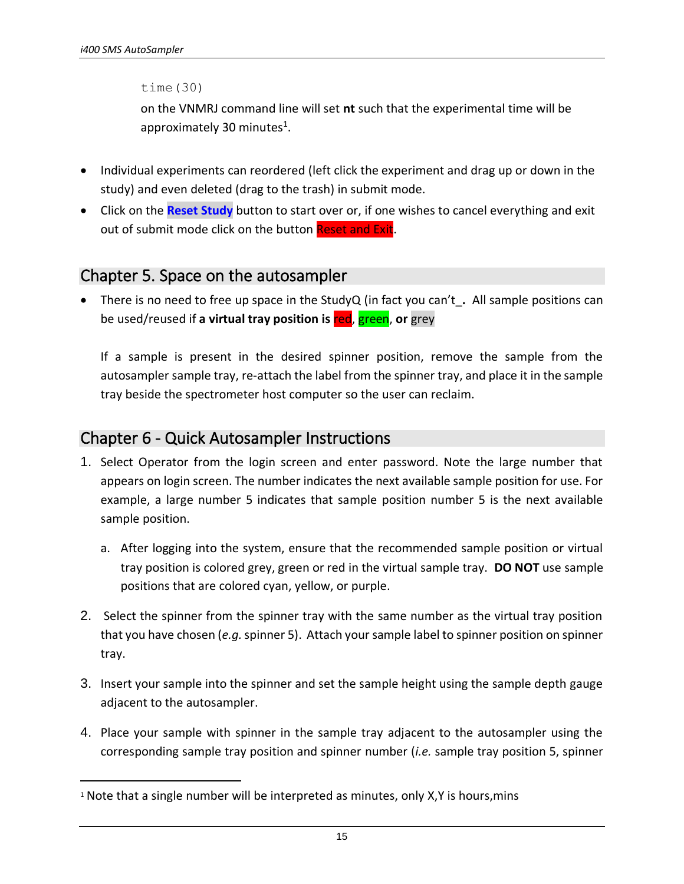```
time(30)
```

on the VNMRJ command line will set **nt** such that the experimental time will be approximately 30 minutes[1].

- Individual experiments can reordered (left click the experiment and drag up or down in the study) and even deleted (drag to the trash) in submit mode.
- Click on the **Reset Study** button to start over or, if one wishes to cancel everything and exit out of submit mode click on the button Reset and Exit.

## Chapter 5. Space on the autosampler

- There is no need to free up space in the StudyQ (in fact you can't_**.** All sample positions can be used/reused if **a virtual tray position is** red, green, **or** grey

  If a sample is present in the desired spinner position, remove the sample from the autosampler sample tray, re-attach the label from the spinner tray, and place it in the sample tray beside the spectrometer host computer so the user can reclaim.

## Chapter 6 - Quick Autosampler Instructions

1. Select Operator from the login screen and enter password. Note the large number that appears on login screen. The number indicates the next available sample position for use. For example, a large number 5 indicates that sample position number 5 is the next available sample position.

   a. After logging into the system, ensure that the recommended sample position or virtual tray position is colored grey, green or red in the virtual sample tray. **DO NOT** use sample positions that are colored cyan, yellow, or purple.

2. Select the spinner from the spinner tray with the same number as the virtual tray position that you have chosen (*e.g.* spinner 5). Attach your sample label to spinner position on spinner tray.

3. Insert your sample into the spinner and set the sample height using the sample depth gauge adjacent to the autosampler.

4. Place your sample with spinner in the sample tray adjacent to the autosampler using the corresponding sample tray position and spinner number (*i.e.* sample tray position 5, spinner

[1] Note that a single number will be interpreted as minutes, only X,Y is hours,mins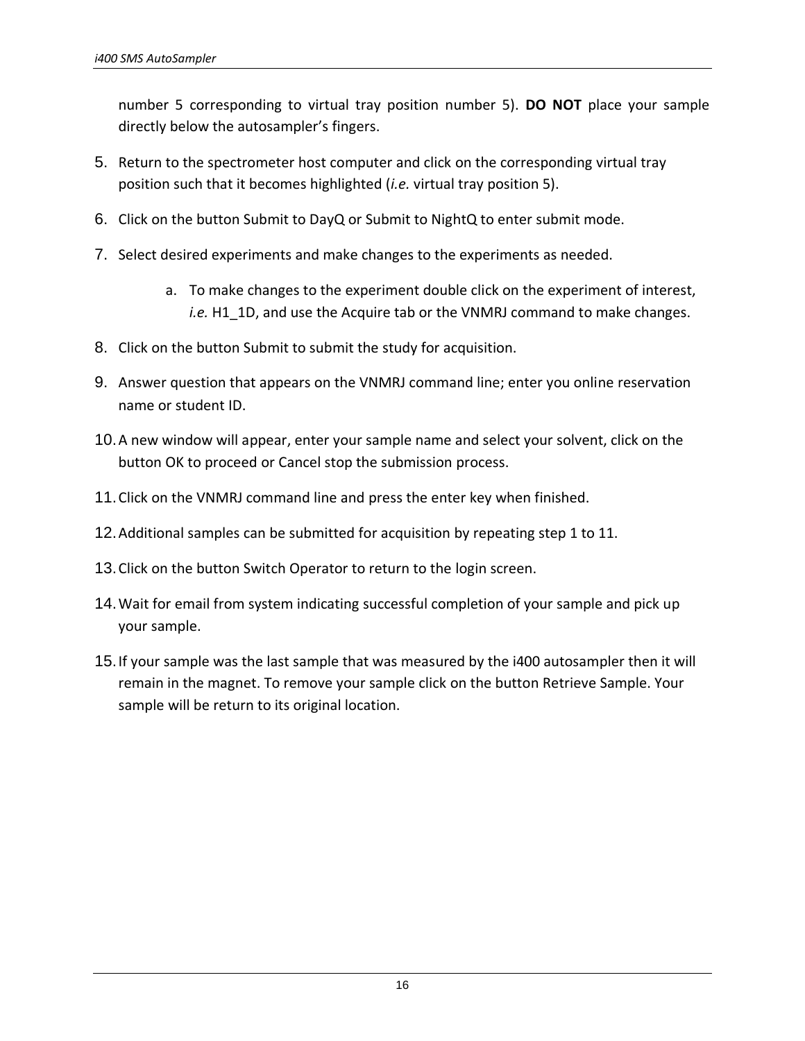number 5 corresponding to virtual tray position number 5). **DO NOT** place your sample directly below the autosampler's fingers.

5. Return to the spectrometer host computer and click on the corresponding virtual tray position such that it becomes highlighted (*i.e.* virtual tray position 5).
6. Click on the button Submit to DayQ or Submit to NightQ to enter submit mode.
7. Select desired experiments and make changes to the experiments as needed.
   a. To make changes to the experiment double click on the experiment of interest, *i.e.* H1_1D, and use the Acquire tab or the VNMRJ command to make changes.
8. Click on the button Submit to submit the study for acquisition.
9. Answer question that appears on the VNMRJ command line; enter you online reservation name or student ID.
10. A new window will appear, enter your sample name and select your solvent, click on the button OK to proceed or Cancel stop the submission process.
11. Click on the VNMRJ command line and press the enter key when finished.
12. Additional samples can be submitted for acquisition by repeating step 1 to 11.
13. Click on the button Switch Operator to return to the login screen.
14. Wait for email from system indicating successful completion of your sample and pick up your sample.
15. If your sample was the last sample that was measured by the i400 autosampler then it will remain in the magnet. To remove your sample click on the button Retrieve Sample. Your sample will be return to its original location.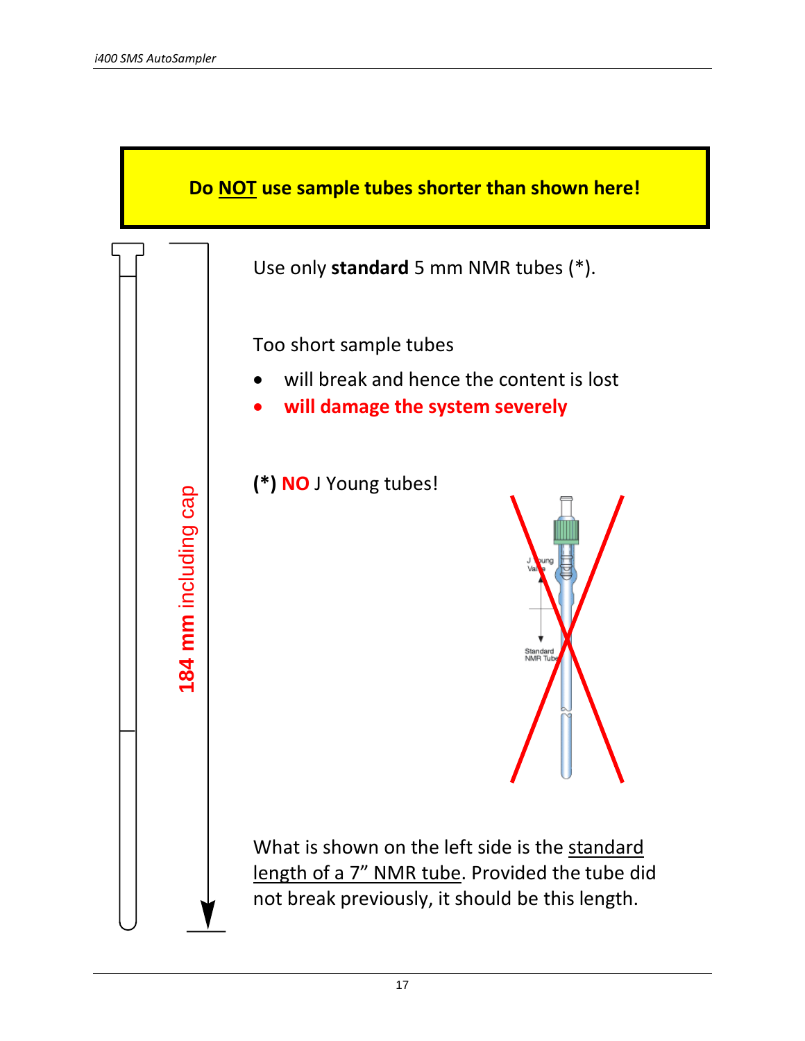**Do NOT use sample tubes shorter than shown here!**

**184 mm** including cap

Use only **standard** 5 mm NMR tubes (*).

Too short sample tubes

- will break and hence the content is lost
- **will damage the system severely**

**(*) NO** J Young tubes!

J Young Valve

Standard NMR Tube

What is shown on the left side is the standard length of a 7" NMR tube. Provided the tube did not break previously, it should be this length.